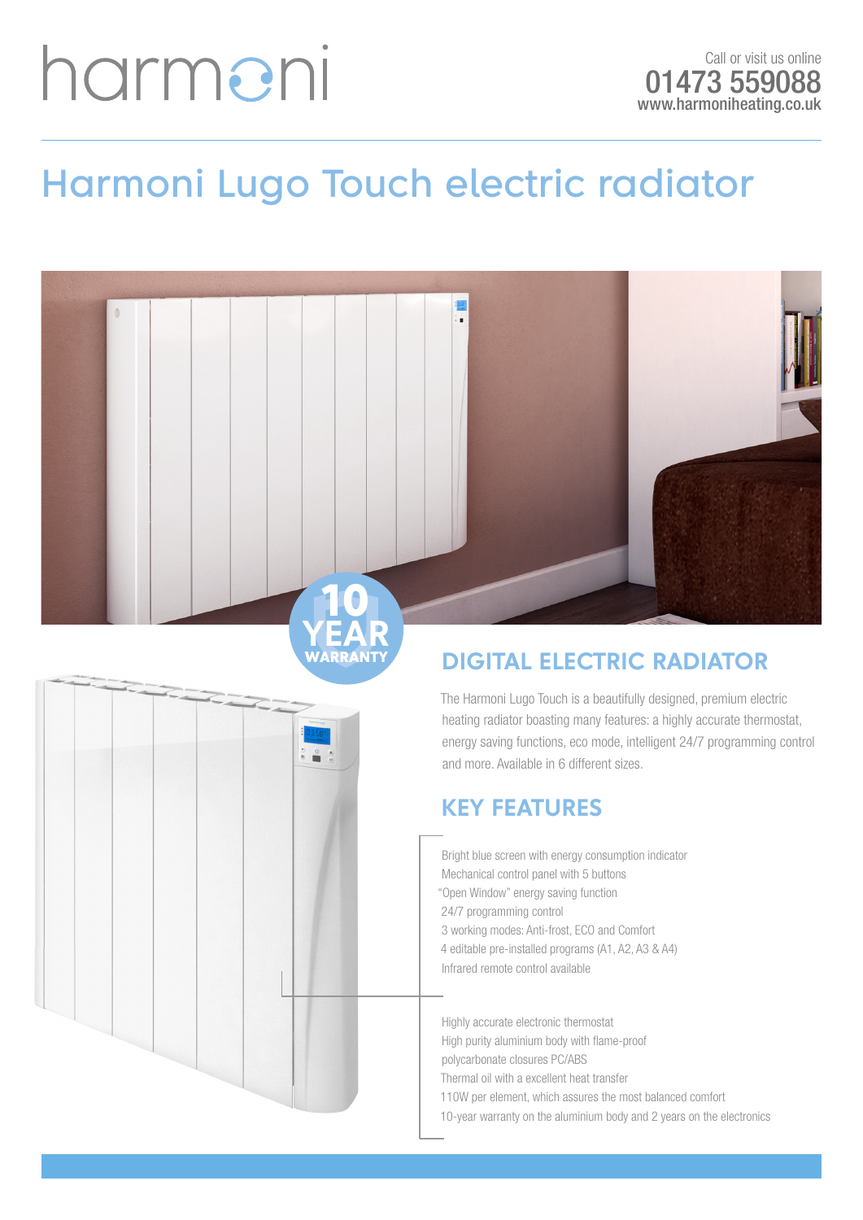harmoni

Call or visit us online
01473 559088
www.harmoniheating.co.uk

# Harmoni Lugo Touch electric radiator

10 YEAR WARRANTY

## DIGITAL ELECTRIC RADIATOR

The Harmoni Lugo Touch is a beautifully designed, premium electric heating radiator boasting many features: a highly accurate thermostat, energy saving functions, eco mode, intelligent 24/7 programming control and more. Available in 6 different sizes.

## KEY FEATURES

- Bright blue screen with energy consumption indicator
- Mechanical control panel with 5 buttons
- "Open Window" energy saving function
- 24/7 programming control
- 3 working modes: Anti-frost, ECO and Comfort
- 4 editable pre-installed programs (A1, A2, A3 & A4)
- Infrared remote control available

- Highly accurate electronic thermostat
- High purity aluminium body with flame-proof polycarbonate closures PC/ABS
- Thermal oil with a excellent heat transfer
- 110W per element, which assures the most balanced comfort
- 10-year warranty on the aluminium body and 2 years on the electronics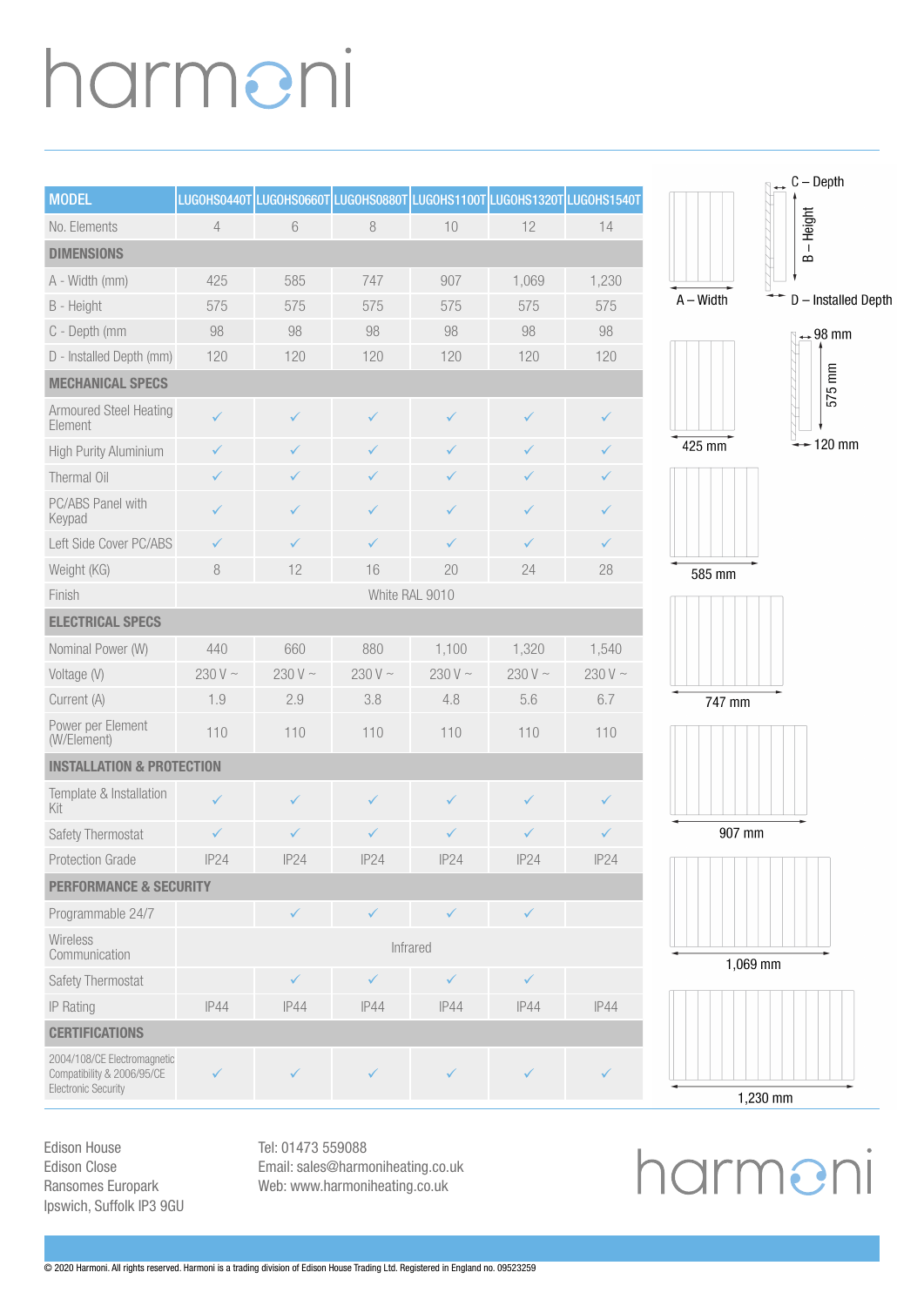# harmoni

| MODEL | LUGOHS0440T | LUGOHS0660T | LUGOHS0880T | LUGOHS1100T | LUGOHS1320T | LUGOHS1540T |
|---|---|---|---|---|---|---|
| No. Elements | 4 | 6 | 8 | 10 | 12 | 14 |
| **DIMENSIONS** | | | | | | |
| A - Width (mm) | 425 | 585 | 747 | 907 | 1,069 | 1,230 |
| B - Height | 575 | 575 | 575 | 575 | 575 | 575 |
| C - Depth (mm | 98 | 98 | 98 | 98 | 98 | 98 |
| D - Installed Depth (mm) | 120 | 120 | 120 | 120 | 120 | 120 |
| **MECHANICAL SPECS** | | | | | | |
| Armoured Steel Heating Element | ✓ | ✓ | ✓ | ✓ | ✓ | ✓ |
| High Purity Aluminium | ✓ | ✓ | ✓ | ✓ | ✓ | ✓ |
| Thermal Oil | ✓ | ✓ | ✓ | ✓ | ✓ | ✓ |
| PC/ABS Panel with Keypad | ✓ | ✓ | ✓ | ✓ | ✓ | ✓ |
| Left Side Cover PC/ABS | ✓ | ✓ | ✓ | ✓ | ✓ | ✓ |
| Weight (KG) | 8 | 12 | 16 | 20 | 24 | 28 |
| Finish | White RAL 9010 | | | | | |
| **ELECTRICAL SPECS** | | | | | | |
| Nominal Power (W) | 440 | 660 | 880 | 1,100 | 1,320 | 1,540 |
| Voltage (V) | 230 V ~ | 230 V ~ | 230 V ~ | 230 V ~ | 230 V ~ | 230 V ~ |
| Current (A) | 1.9 | 2.9 | 3.8 | 4.8 | 5.6 | 6.7 |
| Power per Element (W/Element) | 110 | 110 | 110 | 110 | 110 | 110 |
| **INSTALLATION & PROTECTION** | | | | | | |
| Template & Installation Kit | ✓ | ✓ | ✓ | ✓ | ✓ | ✓ |
| Safety Thermostat | ✓ | ✓ | ✓ | ✓ | ✓ | ✓ |
| Protection Grade | IP24 | IP24 | IP24 | IP24 | IP24 | IP24 |
| **PERFORMANCE & SECURITY** | | | | | | |
| Programmable 24/7 | | ✓ | ✓ | ✓ | ✓ | |
| Wireless Communication | Infrared | | | | | |
| Safety Thermostat | | ✓ | ✓ | ✓ | ✓ | |
| IP Rating | IP44 | IP44 | IP44 | IP44 | IP44 | IP44 |
| **CERTIFICATIONS** | | | | | | |
| 2004/108/CE Electromagnetic Compatibility & 2006/95/CE Electronic Security | ✓ | ✓ | ✓ | ✓ | ✓ | ✓ |

C – Depth
B – Height
A – Width
D – Installed Depth
98 mm
575 mm
425 mm
120 mm
585 mm
747 mm
907 mm
1,069 mm
1,230 mm

Edison House
Edison Close
Ransomes Europark
Ipswich, Suffolk IP3 9GU

Tel: 01473 559088
Email: sales@harmoniheating.co.uk
Web: www.harmoniheating.co.uk

harmoni

© 2020 Harmoni. All rights reserved. Harmoni is a trading division of Edison House Trading Ltd. Registered in England no. 09523259